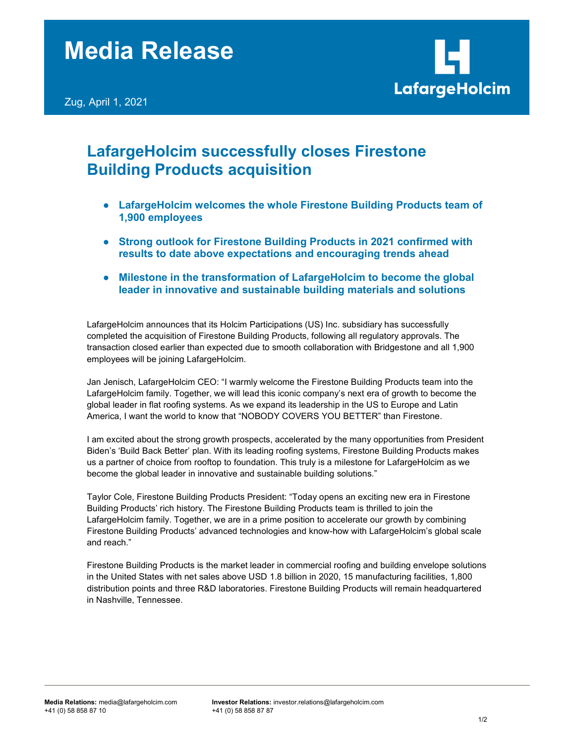# Media Release

Zug, April 1, 2021

## LafargeHolcim successfully closes Firestone Building Products acquisition

- **LafargeHolcim welcomes the whole Firestone Building Products team of 1,900 employees**
- **Strong outlook for Firestone Building Products in 2021 confirmed with results to date above expectations and encouraging trends ahead**
- **Milestone in the transformation of LafargeHolcim to become the global leader in innovative and sustainable building materials and solutions**

LafargeHolcim announces that its Holcim Participations (US) Inc. subsidiary has successfully completed the acquisition of Firestone Building Products, following all regulatory approvals. The transaction closed earlier than expected due to smooth collaboration with Bridgestone and all 1,900 employees will be joining LafargeHolcim.

Jan Jenisch, LafargeHolcim CEO: "I warmly welcome the Firestone Building Products team into the LafargeHolcim family. Together, we will lead this iconic company's next era of growth to become the global leader in flat roofing systems. As we expand its leadership in the US to Europe and Latin America, I want the world to know that "NOBODY COVERS YOU BETTER" than Firestone.

I am excited about the strong growth prospects, accelerated by the many opportunities from President Biden's 'Build Back Better' plan. With its leading roofing systems, Firestone Building Products makes us a partner of choice from rooftop to foundation. This truly is a milestone for LafargeHolcim as we become the global leader in innovative and sustainable building solutions."

Taylor Cole, Firestone Building Products President: "Today opens an exciting new era in Firestone Building Products' rich history. The Firestone Building Products team is thrilled to join the LafargeHolcim family. Together, we are in a prime position to accelerate our growth by combining Firestone Building Products' advanced technologies and know-how with LafargeHolcim's global scale and reach."

Firestone Building Products is the market leader in commercial roofing and building envelope solutions in the United States with net sales above USD 1.8 billion in 2020, 15 manufacturing facilities, 1,800 distribution points and three R&D laboratories. Firestone Building Products will remain headquartered in Nashville, Tennessee.

**Media Relations:** media@lafargeholcim.com
+41 (0) 58 858 87 10

**Investor Relations:** investor.relations@lafargeholcim.com
+41 (0) 58 858 87 87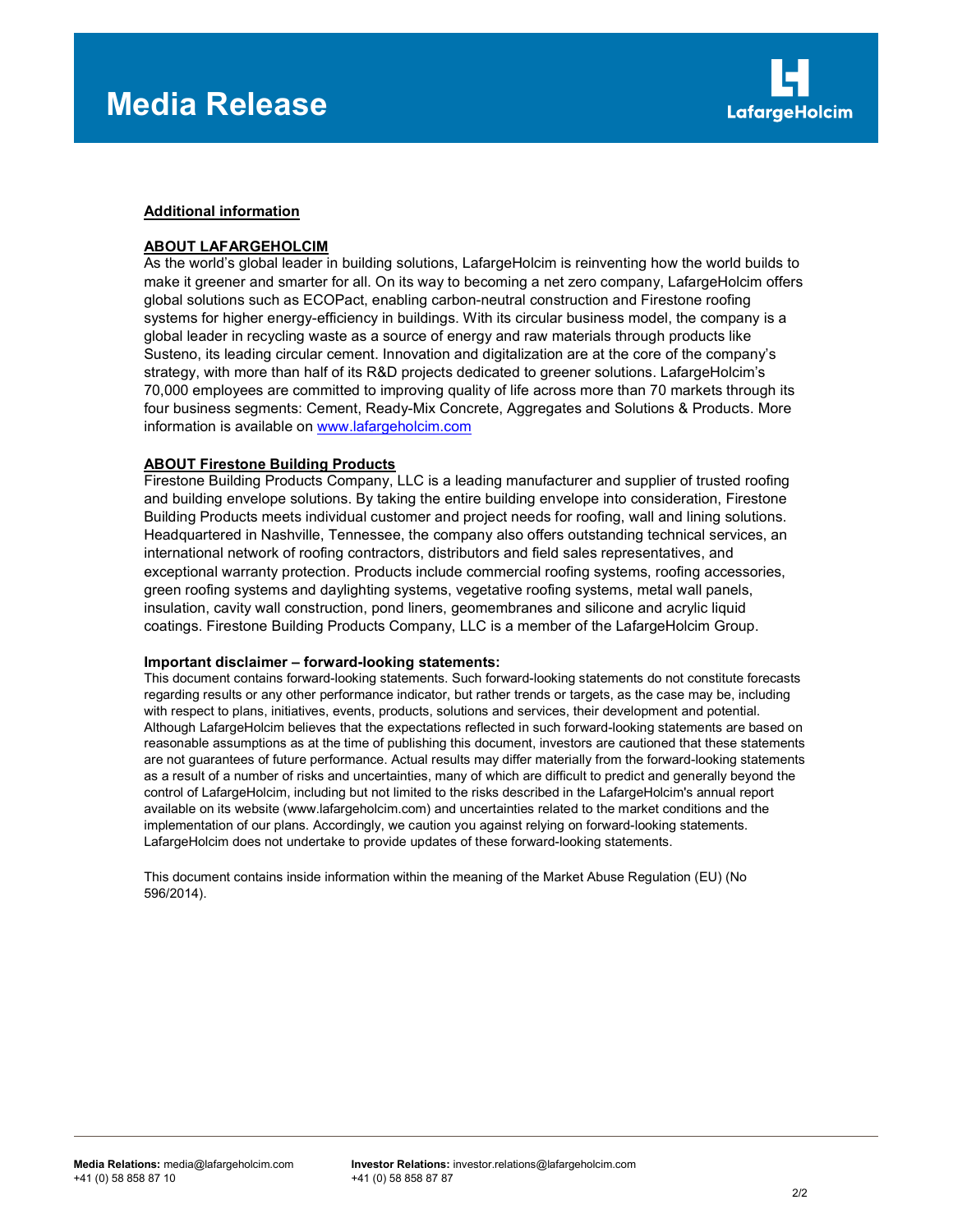**Additional information**

**ABOUT LAFARGEHOLCIM**

As the world's global leader in building solutions, LafargeHolcim is reinventing how the world builds to make it greener and smarter for all. On its way to becoming a net zero company, LafargeHolcim offers global solutions such as ECOPact, enabling carbon-neutral construction and Firestone roofing systems for higher energy-efficiency in buildings. With its circular business model, the company is a global leader in recycling waste as a source of energy and raw materials through products like Susteno, its leading circular cement. Innovation and digitalization are at the core of the company's strategy, with more than half of its R&D projects dedicated to greener solutions. LafargeHolcim's 70,000 employees are committed to improving quality of life across more than 70 markets through its four business segments: Cement, Ready-Mix Concrete, Aggregates and Solutions & Products. More information is available on [www.lafargeholcim.com](http://www.lafargeholcim.com)

**ABOUT Firestone Building Products**

Firestone Building Products Company, LLC is a leading manufacturer and supplier of trusted roofing and building envelope solutions. By taking the entire building envelope into consideration, Firestone Building Products meets individual customer and project needs for roofing, wall and lining solutions. Headquartered in Nashville, Tennessee, the company also offers outstanding technical services, an international network of roofing contractors, distributors and field sales representatives, and exceptional warranty protection. Products include commercial roofing systems, roofing accessories, green roofing systems and daylighting systems, vegetative roofing systems, metal wall panels, insulation, cavity wall construction, pond liners, geomembranes and silicone and acrylic liquid coatings. Firestone Building Products Company, LLC is a member of the LafargeHolcim Group.

**Important disclaimer – forward-looking statements:**

This document contains forward-looking statements. Such forward-looking statements do not constitute forecasts regarding results or any other performance indicator, but rather trends or targets, as the case may be, including with respect to plans, initiatives, events, products, solutions and services, their development and potential. Although LafargeHolcim believes that the expectations reflected in such forward-looking statements are based on reasonable assumptions as at the time of publishing this document, investors are cautioned that these statements are not guarantees of future performance. Actual results may differ materially from the forward-looking statements as a result of a number of risks and uncertainties, many of which are difficult to predict and generally beyond the control of LafargeHolcim, including but not limited to the risks described in the LafargeHolcim's annual report available on its website (www.lafargeholcim.com) and uncertainties related to the market conditions and the implementation of our plans. Accordingly, we caution you against relying on forward-looking statements. LafargeHolcim does not undertake to provide updates of these forward-looking statements.

This document contains inside information within the meaning of the Market Abuse Regulation (EU) (No 596/2014).

**Media Relations:** media@lafargeholcim.com
+41 (0) 58 858 87 10

**Investor Relations:** investor.relations@lafargeholcim.com
+41 (0) 58 858 87 87